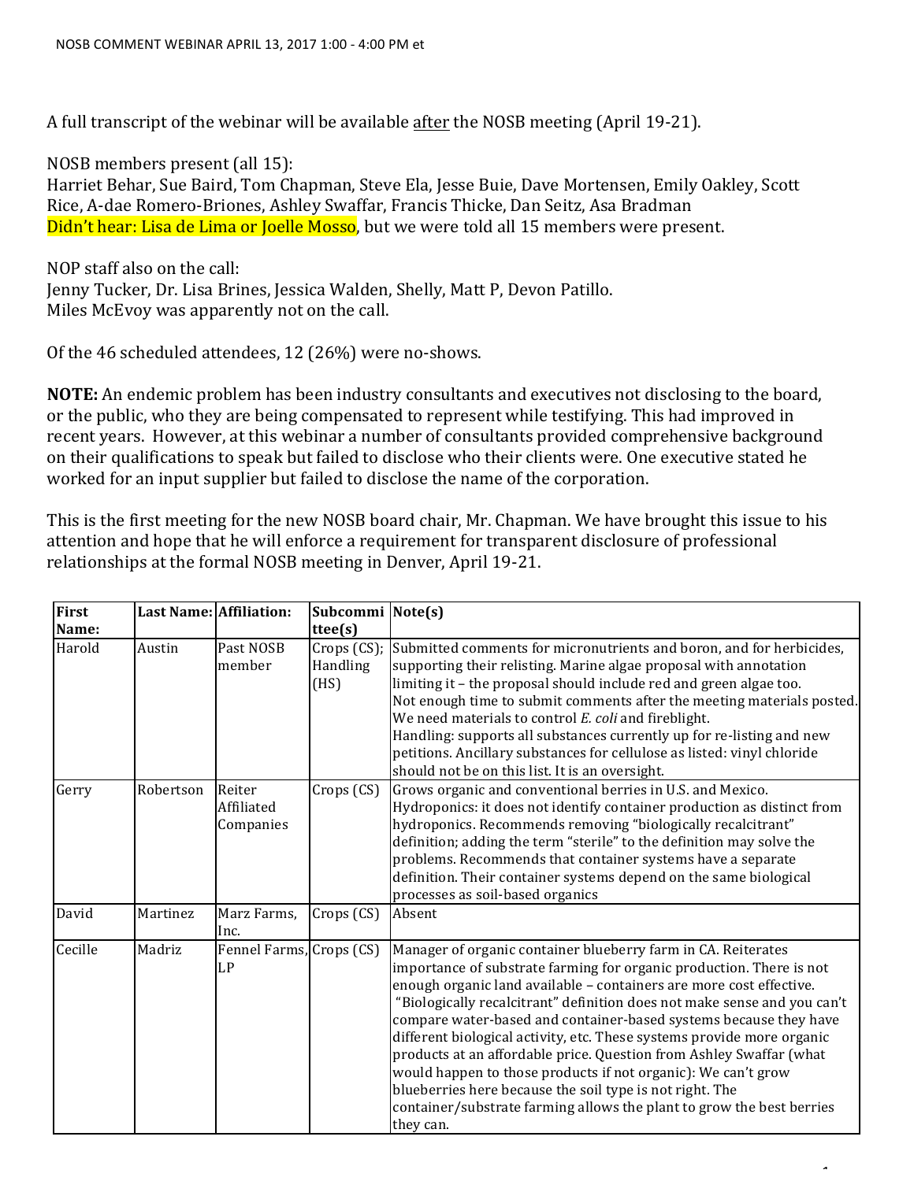NOSB COMMENT WEBINAR APRIL 13, 2017 1:00 - 4:00 PM et

A full transcript of the webinar will be available after the NOSB meeting (April 19-21).

NOSB members present (all 15):
Harriet Behar, Sue Baird, Tom Chapman, Steve Ela, Jesse Buie, Dave Mortensen, Emily Oakley, Scott Rice, A-dae Romero-Briones, Ashley Swaffar, Francis Thicke, Dan Seitz, Asa Bradman
Didn't hear: Lisa de Lima or Joelle Mosso, but we were told all 15 members were present.

NOP staff also on the call:
Jenny Tucker, Dr. Lisa Brines, Jessica Walden, Shelly, Matt P, Devon Patillo.
Miles McEvoy was apparently not on the call.

Of the 46 scheduled attendees, 12 (26%) were no-shows.

**NOTE:** An endemic problem has been industry consultants and executives not disclosing to the board, or the public, who they are being compensated to represent while testifying. This had improved in recent years. However, at this webinar a number of consultants provided comprehensive background on their qualifications to speak but failed to disclose who their clients were. One executive stated he worked for an input supplier but failed to disclose the name of the corporation.

This is the first meeting for the new NOSB board chair, Mr. Chapman. We have brought this issue to his attention and hope that he will enforce a requirement for transparent disclosure of professional relationships at the formal NOSB meeting in Denver, April 19-21.

| First Name: | Last Name: | Affiliation: | Subcommittee(s) | Note(s) |
|---|---|---|---|---|
| Harold | Austin | Past NOSB member | Crops (CS); Handling (HS) | Submitted comments for micronutrients and boron, and for herbicides, supporting their relisting. Marine algae proposal with annotation limiting it – the proposal should include red and green algae too. Not enough time to submit comments after the meeting materials posted. We need materials to control *E. coli* and fireblight. Handling: supports all substances currently up for re-listing and new petitions. Ancillary substances for cellulose as listed: vinyl chloride should not be on this list. It is an oversight. |
| Gerry | Robertson | Reiter Affiliated Companies | Crops (CS) | Grows organic and conventional berries in U.S. and Mexico. Hydroponics: it does not identify container production as distinct from hydroponics. Recommends removing "biologically recalcitrant" definition; adding the term "sterile" to the definition may solve the problems. Recommends that container systems have a separate definition. Their container systems depend on the same biological processes as soil-based organics |
| David | Martinez | Marz Farms, Inc. | Crops (CS) | Absent |
| Cecille | Madriz | Fennel Farms, LP | Crops (CS) | Manager of organic container blueberry farm in CA. Reiterates importance of substrate farming for organic production. There is not enough organic land available – containers are more cost effective. "Biologically recalcitrant" definition does not make sense and you can't compare water-based and container-based systems because they have different biological activity, etc. These systems provide more organic products at an affordable price. Question from Ashley Swaffar (what would happen to those products if not organic): We can't grow blueberries here because the soil type is not right. The container/substrate farming allows the plant to grow the best berries they can. |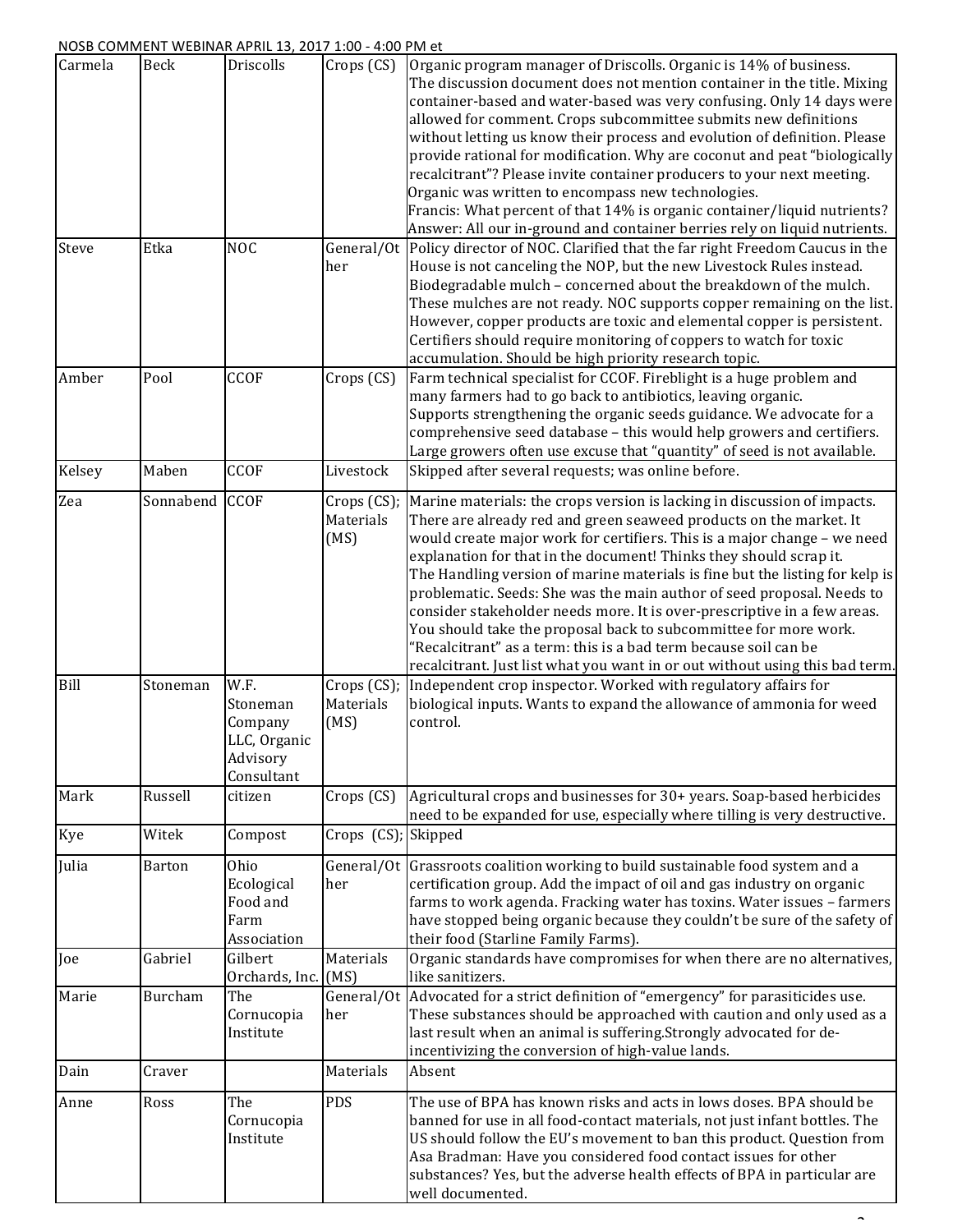NOSB COMMENT WEBINAR APRIL 13, 2017 1:00 - 4:00 PM et

| | | | | |
|---|---|---|---|---|
| Carmela | Beck | Driscolls | Crops (CS) | Organic program manager of Driscolls. Organic is 14% of business. The discussion document does not mention container in the title. Mixing container-based and water-based was very confusing. Only 14 days were allowed for comment. Crops subcommittee submits new definitions without letting us know their process and evolution of definition. Please provide rational for modification. Why are coconut and peat "biologically recalcitrant"? Please invite container producers to your next meeting. Organic was written to encompass new technologies. Francis: What percent of that 14% is organic container/liquid nutrients? Answer: All our in-ground and container berries rely on liquid nutrients. |
| Steve | Etka | NOC | General/Other | Policy director of NOC. Clarified that the far right Freedom Caucus in the House is not canceling the NOP, but the new Livestock Rules instead. Biodegradable mulch – concerned about the breakdown of the mulch. These mulches are not ready. NOC supports copper remaining on the list. However, copper products are toxic and elemental copper is persistent. Certifiers should require monitoring of coppers to watch for toxic accumulation. Should be high priority research topic. |
| Amber | Pool | CCOF | Crops (CS) | Farm technical specialist for CCOF. Fireblight is a huge problem and many farmers had to go back to antibiotics, leaving organic. Supports strengthening the organic seeds guidance. We advocate for a comprehensive seed database – this would help growers and certifiers. Large growers often use excuse that "quantity" of seed is not available. |
| Kelsey | Maben | CCOF | Livestock | Skipped after several requests; was online before. |
| Zea | Sonnabend | CCOF | Crops (CS); Materials (MS) | Marine materials: the crops version is lacking in discussion of impacts. There are already red and green seaweed products on the market. It would create major work for certifiers. This is a major change – we need explanation for that in the document! Thinks they should scrap it. The Handling version of marine materials is fine but the listing for kelp is problematic. Seeds: She was the main author of seed proposal. Needs to consider stakeholder needs more. It is over-prescriptive in a few areas. You should take the proposal back to subcommittee for more work. "Recalcitrant" as a term: this is a bad term because soil can be recalcitrant. Just list what you want in or out without using this bad term. |
| Bill | Stoneman | W.F. Stoneman Company LLC, Organic Advisory Consultant | Crops (CS); Materials (MS) | Independent crop inspector. Worked with regulatory affairs for biological inputs. Wants to expand the allowance of ammonia for weed control. |
| Mark | Russell | citizen | Crops (CS) | Agricultural crops and businesses for 30+ years. Soap-based herbicides need to be expanded for use, especially where tilling is very destructive. |
| Kye | Witek | Compost | Crops (CS); | Skipped |
| Julia | Barton | Ohio Ecological Food and Farm Association | General/Other | Grassroots coalition working to build sustainable food system and a certification group. Add the impact of oil and gas industry on organic farms to work agenda. Fracking water has toxins. Water issues – farmers have stopped being organic because they couldn't be sure of the safety of their food (Starline Family Farms). |
| Joe | Gabriel | Gilbert Orchards, Inc. | Materials (MS) | Organic standards have compromises for when there are no alternatives, like sanitizers. |
| Marie | Burcham | The Cornucopia Institute | General/Other | Advocated for a strict definition of "emergency" for parasiticides use. These substances should be approached with caution and only used as a last result when an animal is suffering.Strongly advocated for de-incentivizing the conversion of high-value lands. |
| Dain | Craver | | Materials | Absent |
| Anne | Ross | The Cornucopia Institute | PDS | The use of BPA has known risks and acts in lows doses. BPA should be banned for use in all food-contact materials, not just infant bottles. The US should follow the EU's movement to ban this product. Question from Asa Bradman: Have you considered food contact issues for other substances? Yes, but the adverse health effects of BPA in particular are well documented. |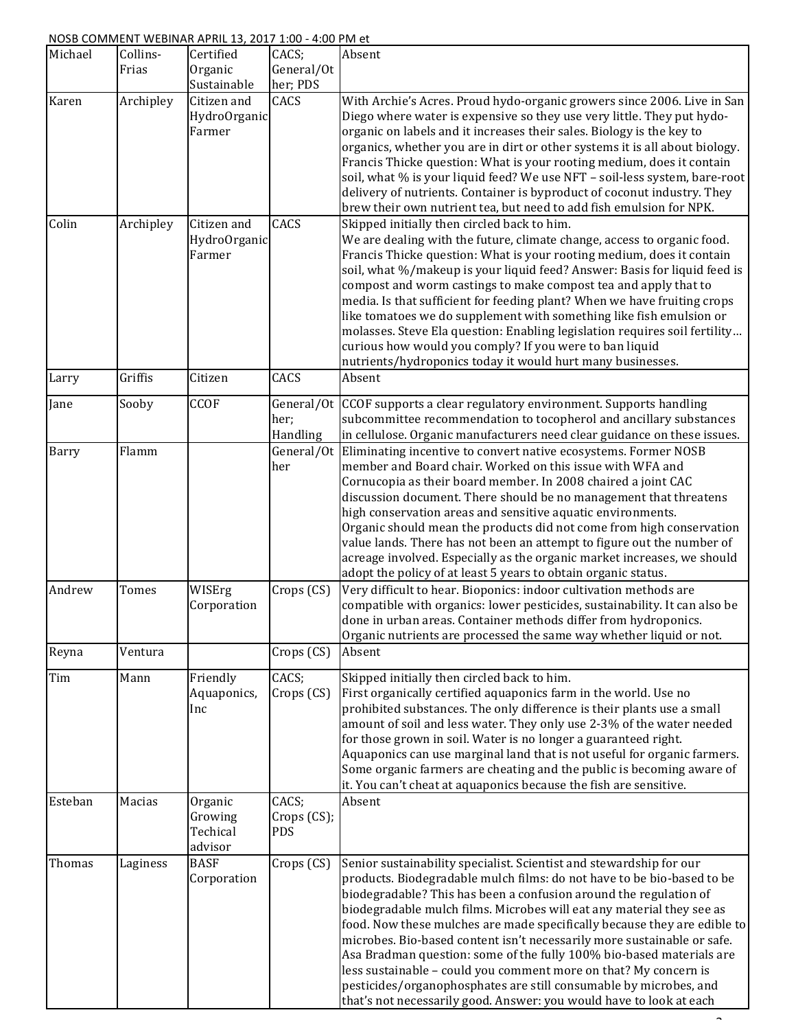NOSB COMMENT WEBINAR APRIL 13, 2017 1:00 - 4:00 PM et

| | | | | |
|---|---|---|---|---|
| Michael | Collins-Frias | Certified Organic Sustainable | CACS; General/Other; PDS | Absent |
| Karen | Archipley | Citizen and HydroOrganic Farmer | CACS | With Archie's Acres. Proud hydo-organic growers since 2006. Live in San Diego where water is expensive so they use very little. They put hydo-organic on labels and it increases their sales. Biology is the key to organics, whether you are in dirt or other systems it is all about biology. Francis Thicke question: What is your rooting medium, does it contain soil, what % is your liquid feed? We use NFT – soil-less system, bare-root delivery of nutrients. Container is byproduct of coconut industry. They brew their own nutrient tea, but need to add fish emulsion for NPK. |
| Colin | Archipley | Citizen and HydroOrganic Farmer | CACS | Skipped initially then circled back to him. We are dealing with the future, climate change, access to organic food. Francis Thicke question: What is your rooting medium, does it contain soil, what %/makeup is your liquid feed? Answer: Basis for liquid feed is compost and worm castings to make compost tea and apply that to media. Is that sufficient for feeding plant? When we have fruiting crops like tomatoes we do supplement with something like fish emulsion or molasses. Steve Ela question: Enabling legislation requires soil fertility… curious how would you comply? If you were to ban liquid nutrients/hydroponics today it would hurt many businesses. |
| Larry | Griffis | Citizen | CACS | Absent |
| Jane | Sooby | CCOF | General/Other; Handling | CCOF supports a clear regulatory environment. Supports handling subcommittee recommendation to tocopherol and ancillary substances in cellulose. Organic manufacturers need clear guidance on these issues. |
| Barry | Flamm | | General/Other | Eliminating incentive to convert native ecosystems. Former NOSB member and Board chair. Worked on this issue with WFA and Cornucopia as their board member. In 2008 chaired a joint CAC discussion document. There should be no management that threatens high conservation areas and sensitive aquatic environments. Organic should mean the products did not come from high conservation value lands. There has not been an attempt to figure out the number of acreage involved. Especially as the organic market increases, we should adopt the policy of at least 5 years to obtain organic status. |
| Andrew | Tomes | WISErg Corporation | Crops (CS) | Very difficult to hear. Bioponics: indoor cultivation methods are compatible with organics: lower pesticides, sustainability. It can also be done in urban areas. Container methods differ from hydroponics. Organic nutrients are processed the same way whether liquid or not. |
| Reyna | Ventura | | Crops (CS) | Absent |
| Tim | Mann | Friendly Aquaponics, Inc | CACS; Crops (CS) | Skipped initially then circled back to him. First organically certified aquaponics farm in the world. Use no prohibited substances. The only difference is their plants use a small amount of soil and less water. They only use 2-3% of the water needed for those grown in soil. Water is no longer a guaranteed right. Aquaponics can use marginal land that is not useful for organic farmers. Some organic farmers are cheating and the public is becoming aware of it. You can't cheat at aquaponics because the fish are sensitive. |
| Esteban | Macias | Organic Growing Techical advisor | CACS; Crops (CS); PDS | Absent |
| Thomas | Laginess | BASF Corporation | Crops (CS) | Senior sustainability specialist. Scientist and stewardship for our products. Biodegradable mulch films: do not have to be bio-based to be biodegradable? This has been a confusion around the regulation of biodegradable mulch films. Microbes will eat any material they see as food. Now these mulches are made specifically because they are edible to microbes. Bio-based content isn't necessarily more sustainable or safe. Asa Bradman question: some of the fully 100% bio-based materials are less sustainable – could you comment more on that? My concern is pesticides/organophosphates are still consumable by microbes, and that's not necessarily good. Answer: you would have to look at each |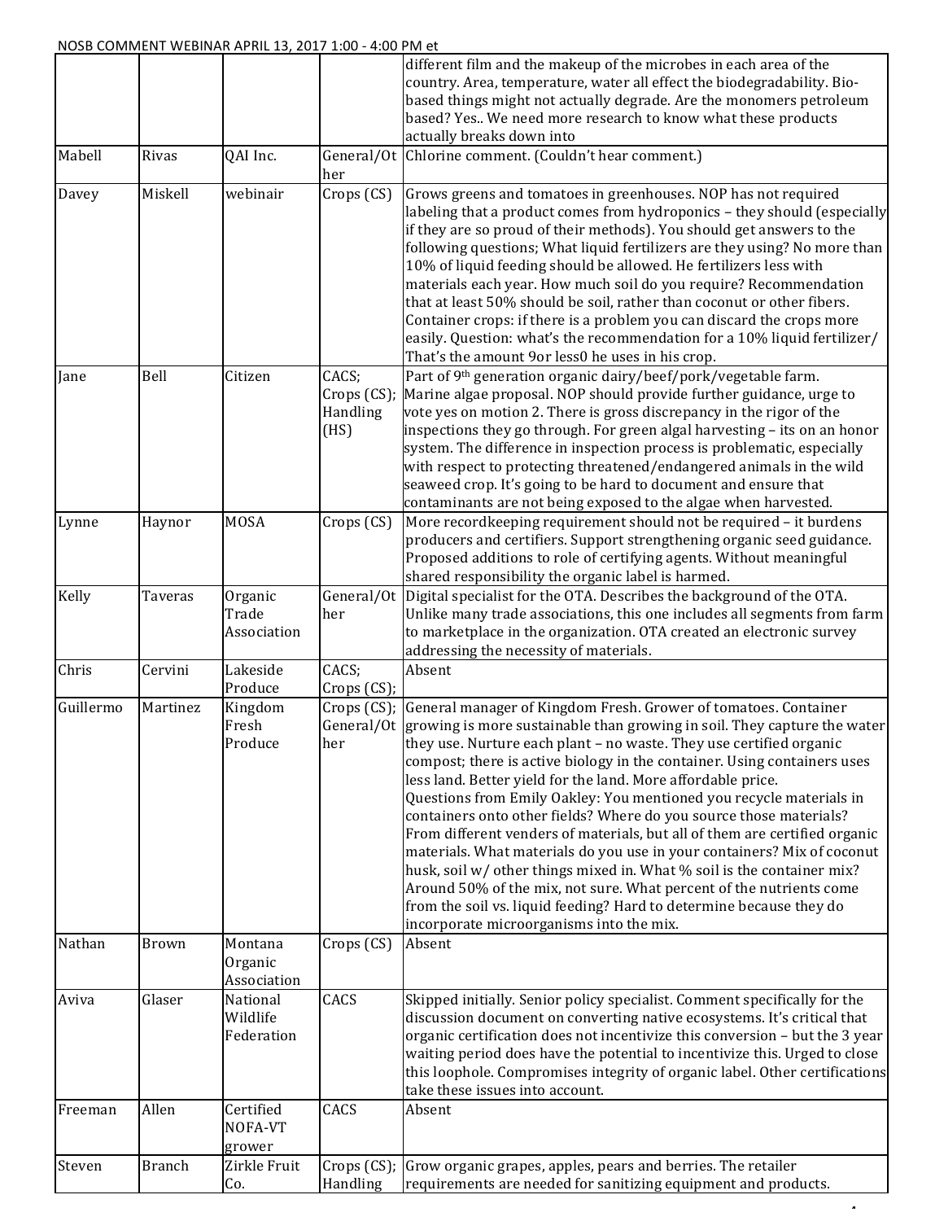| | | | | different film and the makeup of the microbes in each area of the country. Area, temperature, water all effect the biodegradability. Bio-based things might not actually degrade. Are the monomers petroleum based? Yes.. We need more research to know what these products actually breaks down into |
|---|---|---|---|---|
| Mabell | Rivas | QAI Inc. | General/Other | Chlorine comment. (Couldn't hear comment.) |
| Davey | Miskell | webinair | Crops (CS) | Grows greens and tomatoes in greenhouses. NOP has not required labeling that a product comes from hydroponics – they should (especially if they are so proud of their methods). You should get answers to the following questions; What liquid fertilizers are they using? No more than 10% of liquid feeding should be allowed. He fertilizers less with materials each year. How much soil do you require? Recommendation that at least 50% should be soil, rather than coconut or other fibers. Container crops: if there is a problem you can discard the crops more easily. Question: what's the recommendation for a 10% liquid fertilizer/ That's the amount 9or less0 he uses in his crop. |
| Jane | Bell | Citizen | CACS; Crops (CS); Handling (HS) | Part of 9th generation organic dairy/beef/pork/vegetable farm. Marine algae proposal. NOP should provide further guidance, urge to vote yes on motion 2. There is gross discrepancy in the rigor of the inspections they go through. For green algal harvesting – its on an honor system. The difference in inspection process is problematic, especially with respect to protecting threatened/endangered animals in the wild seaweed crop. It's going to be hard to document and ensure that contaminants are not being exposed to the algae when harvested. |
| Lynne | Haynor | MOSA | Crops (CS) | More recordkeeping requirement should not be required – it burdens producers and certifiers. Support strengthening organic seed guidance. Proposed additions to role of certifying agents. Without meaningful shared responsibility the organic label is harmed. |
| Kelly | Taveras | Organic Trade Association | General/Other | Digital specialist for the OTA. Describes the background of the OTA. Unlike many trade associations, this one includes all segments from farm to marketplace in the organization. OTA created an electronic survey addressing the necessity of materials. |
| Chris | Cervini | Lakeside Produce | CACS; Crops (CS); | Absent |
| Guillermo | Martinez | Kingdom Fresh Produce | Crops (CS); General/Other | General manager of Kingdom Fresh. Grower of tomatoes. Container growing is more sustainable than growing in soil. They capture the water they use. Nurture each plant – no waste. They use certified organic compost; there is active biology in the container. Using containers uses less land. Better yield for the land. More affordable price. Questions from Emily Oakley: You mentioned you recycle materials in containers onto other fields? Where do you source those materials? From different venders of materials, but all of them are certified organic materials. What materials do you use in your containers? Mix of coconut husk, soil w/ other things mixed in. What % soil is the container mix? Around 50% of the mix, not sure. What percent of the nutrients come from the soil vs. liquid feeding? Hard to determine because they do incorporate microorganisms into the mix. |
| Nathan | Brown | Montana Organic Association | Crops (CS) | Absent |
| Aviva | Glaser | National Wildlife Federation | CACS | Skipped initially. Senior policy specialist. Comment specifically for the discussion document on converting native ecosystems. It's critical that organic certification does not incentivize this conversion – but the 3 year waiting period does have the potential to incentivize this. Urged to close this loophole. Compromises integrity of organic label. Other certifications take these issues into account. |
| Freeman | Allen | Certified NOFA-VT grower | CACS | Absent |
| Steven | Branch | Zirkle Fruit Co. | Crops (CS); Handling | Grow organic grapes, apples, pears and berries. The retailer requirements are needed for sanitizing equipment and products. |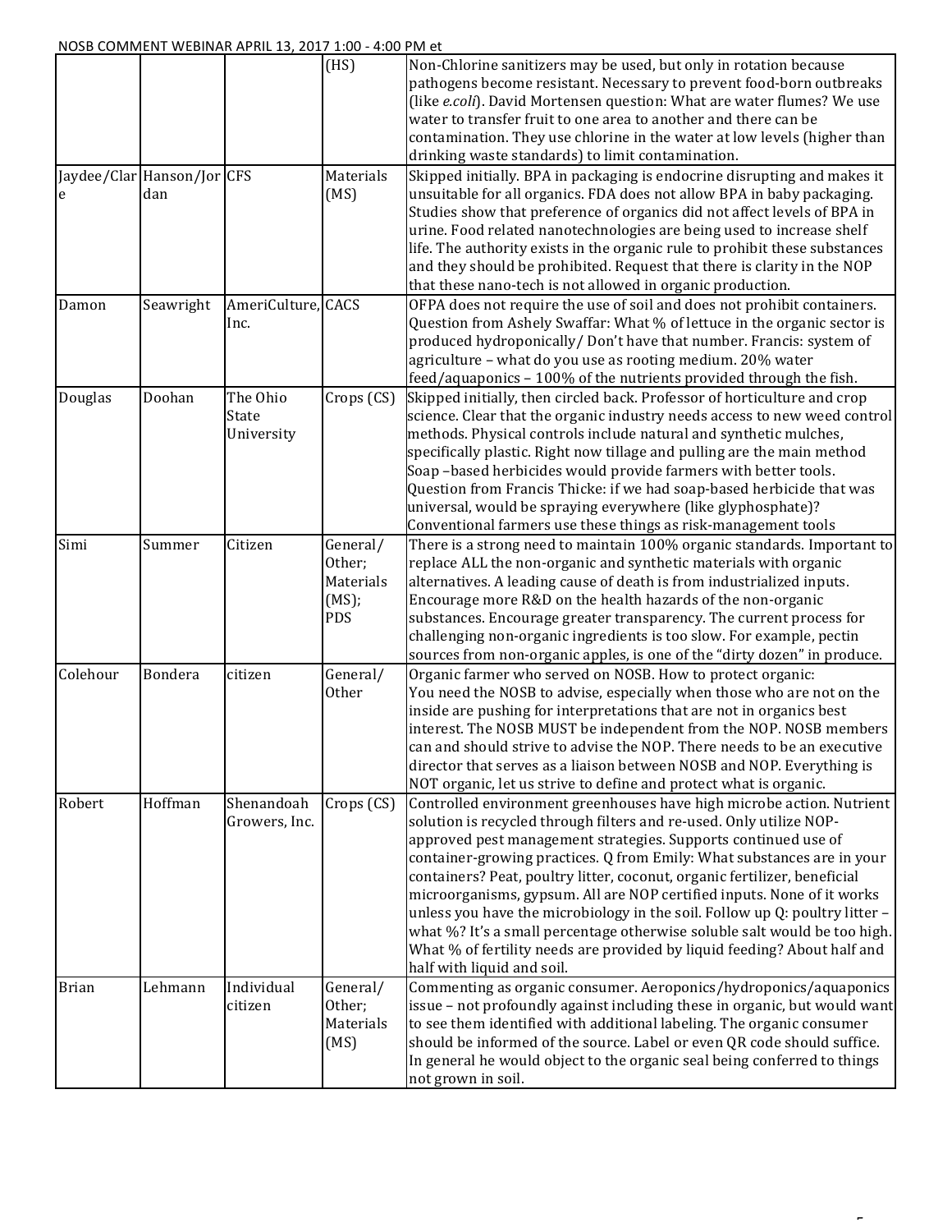| | | | | |
|---|---|---|---|---|
| | | | (HS) | Non-Chlorine sanitizers may be used, but only in rotation because pathogens become resistant. Necessary to prevent food-born outbreaks (like *e.coli*). David Mortensen question: What are water flumes? We use water to transfer fruit to one area to another and there can be contamination. They use chlorine in the water at low levels (higher than drinking waste standards) to limit contamination. |
| Jaydee/Clare | Hanson/Jordan | CFS | Materials (MS) | Skipped initially. BPA in packaging is endocrine disrupting and makes it unsuitable for all organics. FDA does not allow BPA in baby packaging. Studies show that preference of organics did not affect levels of BPA in urine. Food related nanotechnologies are being used to increase shelf life. The authority exists in the organic rule to prohibit these substances and they should be prohibited. Request that there is clarity in the NOP that these nano-tech is not allowed in organic production. |
| Damon | Seawright | AmeriCulture, Inc. | CACS | OFPA does not require the use of soil and does not prohibit containers. Question from Ashely Swaffar: What % of lettuce in the organic sector is produced hydroponically/ Don't have that number. Francis: system of agriculture – what do you use as rooting medium. 20% water feed/aquaponics – 100% of the nutrients provided through the fish. |
| Douglas | Doohan | The Ohio State University | Crops (CS) | Skipped initially, then circled back. Professor of horticulture and crop science. Clear that the organic industry needs access to new weed control methods. Physical controls include natural and synthetic mulches, specifically plastic. Right now tillage and pulling are the main method Soap –based herbicides would provide farmers with better tools. Question from Francis Thicke: if we had soap-based herbicide that was universal, would be spraying everywhere (like glyphosphate)? Conventional farmers use these things as risk-management tools |
| Simi | Summer | Citizen | General/ Other; Materials (MS); PDS | There is a strong need to maintain 100% organic standards. Important to replace ALL the non-organic and synthetic materials with organic alternatives. A leading cause of death is from industrialized inputs. Encourage more R&D on the health hazards of the non-organic substances. Encourage greater transparency. The current process for challenging non-organic ingredients is too slow. For example, pectin sources from non-organic apples, is one of the "dirty dozen" in produce. |
| Colehour | Bondera | citizen | General/ Other | Organic farmer who served on NOSB. How to protect organic: You need the NOSB to advise, especially when those who are not on the inside are pushing for interpretations that are not in organics best interest. The NOSB MUST be independent from the NOP. NOSB members can and should strive to advise the NOP. There needs to be an executive director that serves as a liaison between NOSB and NOP. Everything is NOT organic, let us strive to define and protect what is organic. |
| Robert | Hoffman | Shenandoah Growers, Inc. | Crops (CS) | Controlled environment greenhouses have high microbe action. Nutrient solution is recycled through filters and re-used. Only utilize NOP-approved pest management strategies. Supports continued use of container-growing practices. Q from Emily: What substances are in your containers? Peat, poultry litter, coconut, organic fertilizer, beneficial microorganisms, gypsum. All are NOP certified inputs. None of it works unless you have the microbiology in the soil. Follow up Q: poultry litter – what %? It's a small percentage otherwise soluble salt would be too high. What % of fertility needs are provided by liquid feeding? About half and half with liquid and soil. |
| Brian | Lehmann | Individual citizen | General/ Other; Materials (MS) | Commenting as organic consumer. Aeroponics/hydroponics/aquaponics issue – not profoundly against including these in organic, but would want to see them identified with additional labeling. The organic consumer should be informed of the source. Label or even QR code should suffice. In general he would object to the organic seal being conferred to things not grown in soil. |